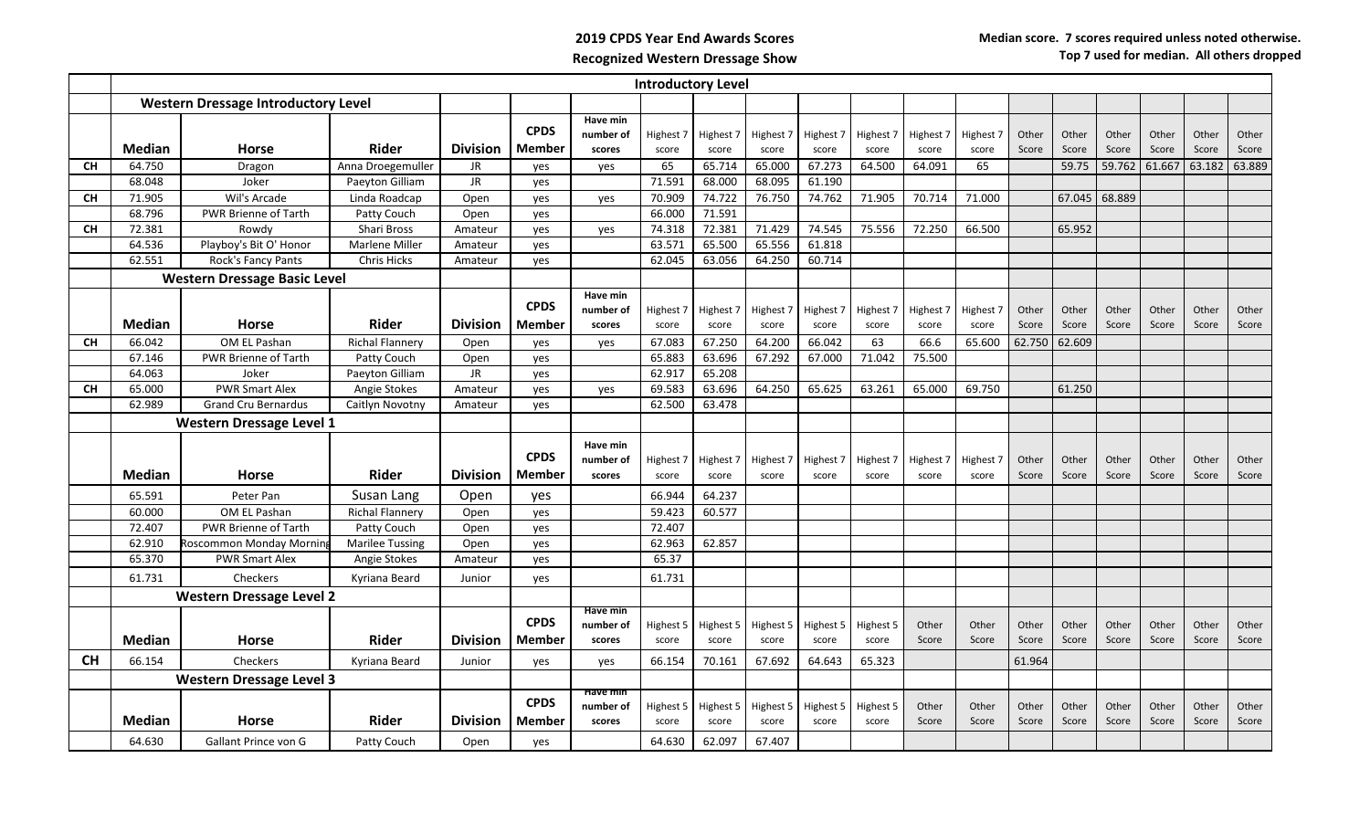**2019 CPDS Year End Awards Scores**

**Recognized Western Dressage Show**

**Median score. 7 scores required unless noted otherwise.**
**Top 7 used for median. All others dropped**

| | **Introductory Level** | | | | | | | | | | | | | | | | | | |
|---|---|---|---|---|---|---|---|---|---|---|---|---|---|---|---|---|---|---|---|
| | **Western Dressage Introductory Level** | | | | | | | | | | | | | | | | | | |
| | **Median** | **Horse** | **Rider** | **Division** | **CPDS Member** | **Have min number of scores** | Highest 7 score | Highest 7 score | Highest 7 score | Highest 7 score | Highest 7 score | Highest 7 score | Highest 7 score | Other Score | Other Score | Other Score | Other Score | Other Score | Other Score |
| **CH** | 64.750 | Dragon | Anna Droegemuller | JR | yes | yes | 65 | 65.714 | 65.000 | 67.273 | 64.500 | 64.091 | 65 | | 59.75 | 59.762 | 61.667 | 63.182 | 63.889 |
| | 68.048 | Joker | Paeyton Gilliam | JR | yes | | 71.591 | 68.000 | 68.095 | 61.190 | | | | | | | | | |
| **CH** | 71.905 | Wil's Arcade | Linda Roadcap | Open | yes | yes | 70.909 | 74.722 | 76.750 | 74.762 | 71.905 | 70.714 | 71.000 | | 67.045 | 68.889 | | | |
| | 68.796 | PWR Brienne of Tarth | Patty Couch | Open | yes | | 66.000 | 71.591 | | | | | | | | | | | |
| **CH** | 72.381 | Rowdy | Shari Bross | Amateur | yes | yes | 74.318 | 72.381 | 71.429 | 74.545 | 75.556 | 72.250 | 66.500 | | 65.952 | | | | |
| | 64.536 | Playboy's Bit O' Honor | Marlene Miller | Amateur | yes | | 63.571 | 65.500 | 65.556 | 61.818 | | | | | | | | | |
| | 62.551 | Rock's Fancy Pants | Chris Hicks | Amateur | yes | | 62.045 | 63.056 | 64.250 | 60.714 | | | | | | | | | |
| | **Western Dressage Basic Level** | | | | | | | | | | | | | | | | | | |
| | **Median** | **Horse** | **Rider** | **Division** | **CPDS Member** | **Have min number of scores** | Highest 7 score | Highest 7 score | Highest 7 score | Highest 7 score | Highest 7 score | Highest 7 score | Highest 7 score | Other Score | Other Score | Other Score | Other Score | Other Score | Other Score |
| **CH** | 66.042 | OM EL Pashan | Richal Flannery | Open | yes | yes | 67.083 | 67.250 | 64.200 | 66.042 | 63 | 66.6 | 65.600 | 62.750 | 62.609 | | | | |
| | 67.146 | PWR Brienne of Tarth | Patty Couch | Open | yes | | 65.883 | 63.696 | 67.292 | 67.000 | 71.042 | 75.500 | | | | | | | |
| | 64.063 | Joker | Paeyton Gilliam | JR | yes | | 62.917 | 65.208 | | | | | | | | | | | |
| **CH** | 65.000 | PWR Smart Alex | Angie Stokes | Amateur | yes | yes | 69.583 | 63.696 | 64.250 | 65.625 | 63.261 | 65.000 | 69.750 | | 61.250 | | | | |
| | 62.989 | Grand Cru Bernardus | Caitlyn Novotny | Amateur | yes | | 62.500 | 63.478 | | | | | | | | | | | |
| | **Western Dressage Level 1** | | | | | | | | | | | | | | | | | | |
| | **Median** | **Horse** | **Rider** | **Division** | **CPDS Member** | **Have min number of scores** | Highest 7 score | Highest 7 score | Highest 7 score | Highest 7 score | Highest 7 score | Highest 7 score | Highest 7 score | Other Score | Other Score | Other Score | Other Score | Other Score | Other Score |
| | 65.591 | Peter Pan | Susan Lang | Open | yes | | 66.944 | 64.237 | | | | | | | | | | | |
| | 60.000 | OM EL Pashan | Richal Flannery | Open | yes | | 59.423 | 60.577 | | | | | | | | | | | |
| | 72.407 | PWR Brienne of Tarth | Patty Couch | Open | yes | | 72.407 | | | | | | | | | | | | |
| | 62.910 | Roscommon Monday Morning | Marilee Tussing | Open | yes | | 62.963 | 62.857 | | | | | | | | | | | |
| | 65.370 | PWR Smart Alex | Angie Stokes | Amateur | yes | | 65.37 | | | | | | | | | | | | |
| | 61.731 | Checkers | Kyriana Beard | Junior | yes | | 61.731 | | | | | | | | | | | | |
| | **Western Dressage Level 2** | | | | | | | | | | | | | | | | | | |
| | **Median** | **Horse** | **Rider** | **Division** | **CPDS Member** | **Have min number of scores** | Highest 5 score | Highest 5 score | Highest 5 score | Highest 5 score | Highest 5 score | Other Score | Other Score | Other Score | Other Score | Other Score | Other Score | Other Score | Other Score |
| **CH** | 66.154 | Checkers | Kyriana Beard | Junior | yes | yes | 66.154 | 70.161 | 67.692 | 64.643 | 65.323 | | | 61.964 | | | | | |
| | **Western Dressage Level 3** | | | | | | | | | | | | | | | | | | |
| | **Median** | **Horse** | **Rider** | **Division** | **CPDS Member** | **Have min number of scores** | Highest 5 score | Highest 5 score | Highest 5 score | Highest 5 score | Highest 5 score | Other Score | Other Score | Other Score | Other Score | Other Score | Other Score | Other Score | Other Score |
| | 64.630 | Gallant Prince von G | Patty Couch | Open | yes | | 64.630 | 62.097 | 67.407 | | | | | | | | | | |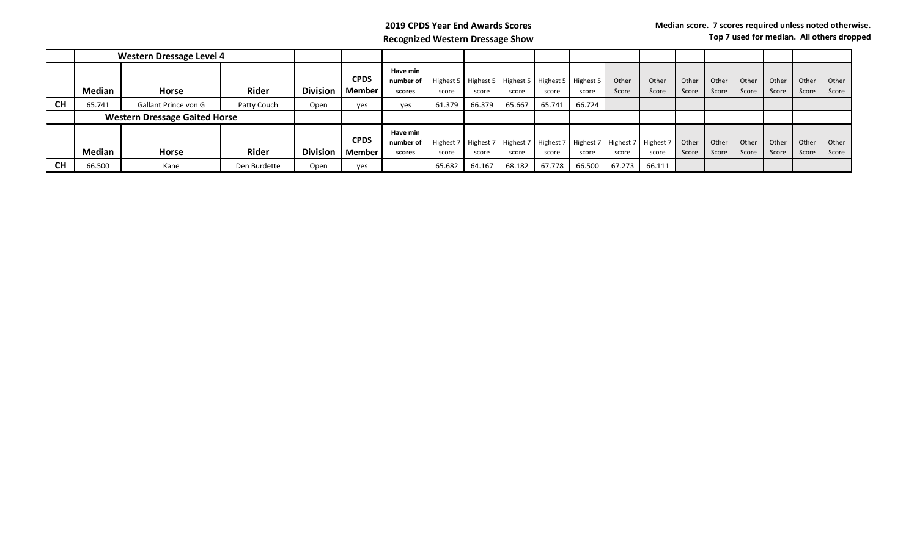**2019 CPDS Year End Awards Scores**
**Recognized Western Dressage Show**

**Median score. 7 scores required unless noted otherwise.**
**Top 7 used for median. All others dropped**

| | Western Dressage Level 4 | | | | | | | | | | | | | | | | | | | |
|---|---|---|---|---|---|---|---|---|---|---|---|---|---|---|---|---|---|---|---|---|
| | **Median** | **Horse** | **Rider** | **Division** | **CPDS Member** | **Have min number of scores** | Highest 5 score | Highest 5 score | Highest 5 score | Highest 5 score | Highest 5 score | Other Score | Other Score | Other Score | Other Score | Other Score | Other Score | Other Score | Other Score |
| **CH** | 65.741 | Gallant Prince von G | Patty Couch | Open | yes | yes | 61.379 | 66.379 | 65.667 | 65.741 | 66.724 | | | | | | | | |
| | **Western Dressage Gaited Horse** | | | | | | | | | | | | | | | | | | |
| | **Median** | **Horse** | **Rider** | **Division** | **CPDS Member** | **Have min number of scores** | Highest 7 score | Highest 7 score | Highest 7 score | Highest 7 score | Highest 7 score | Highest 7 score | Highest 7 score | Other Score | Other Score | Other Score | Other Score | Other Score | Other Score |
| **CH** | 66.500 | Kane | Den Burdette | Open | yes | | 65.682 | 64.167 | 68.182 | 67.778 | 66.500 | 67.273 | 66.111 | | | | | | |